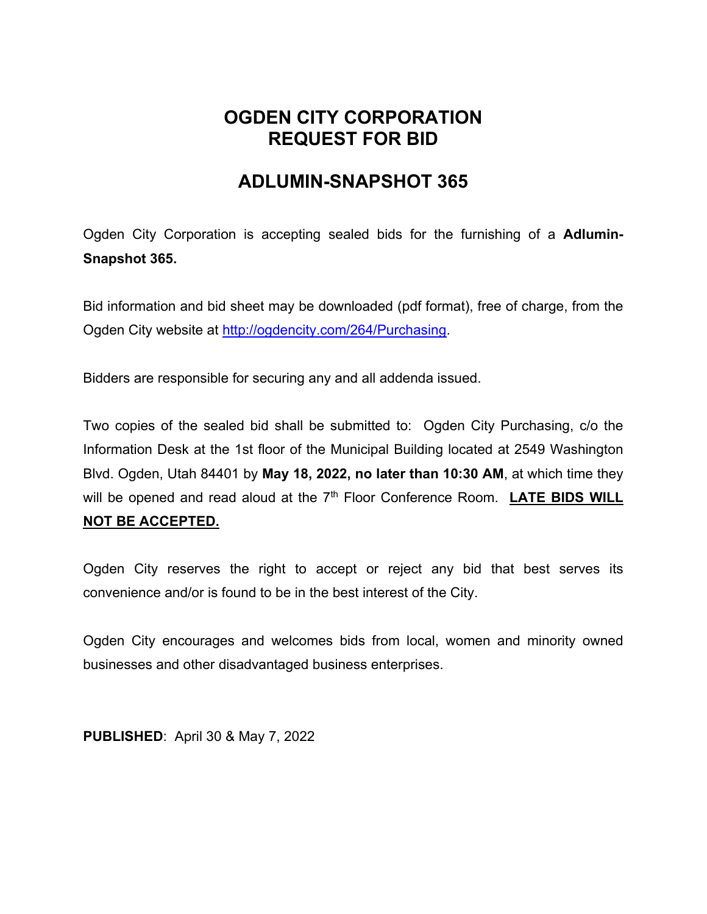# OGDEN CITY CORPORATION
# REQUEST FOR BID

## ADLUMIN-SNAPSHOT 365

Ogden City Corporation is accepting sealed bids for the furnishing of a **Adlumin-Snapshot 365.**

Bid information and bid sheet may be downloaded (pdf format), free of charge, from the Ogden City website at http://ogdencity.com/264/Purchasing.

Bidders are responsible for securing any and all addenda issued.

Two copies of the sealed bid shall be submitted to: Ogden City Purchasing, c/o the Information Desk at the 1st floor of the Municipal Building located at 2549 Washington Blvd. Ogden, Utah 84401 by **May 18, 2022, no later than 10:30 AM**, at which time they will be opened and read aloud at the 7th Floor Conference Room. **LATE BIDS WILL NOT BE ACCEPTED.**

Ogden City reserves the right to accept or reject any bid that best serves its convenience and/or is found to be in the best interest of the City.

Ogden City encourages and welcomes bids from local, women and minority owned businesses and other disadvantaged business enterprises.

**PUBLISHED**: April 30 & May 7, 2022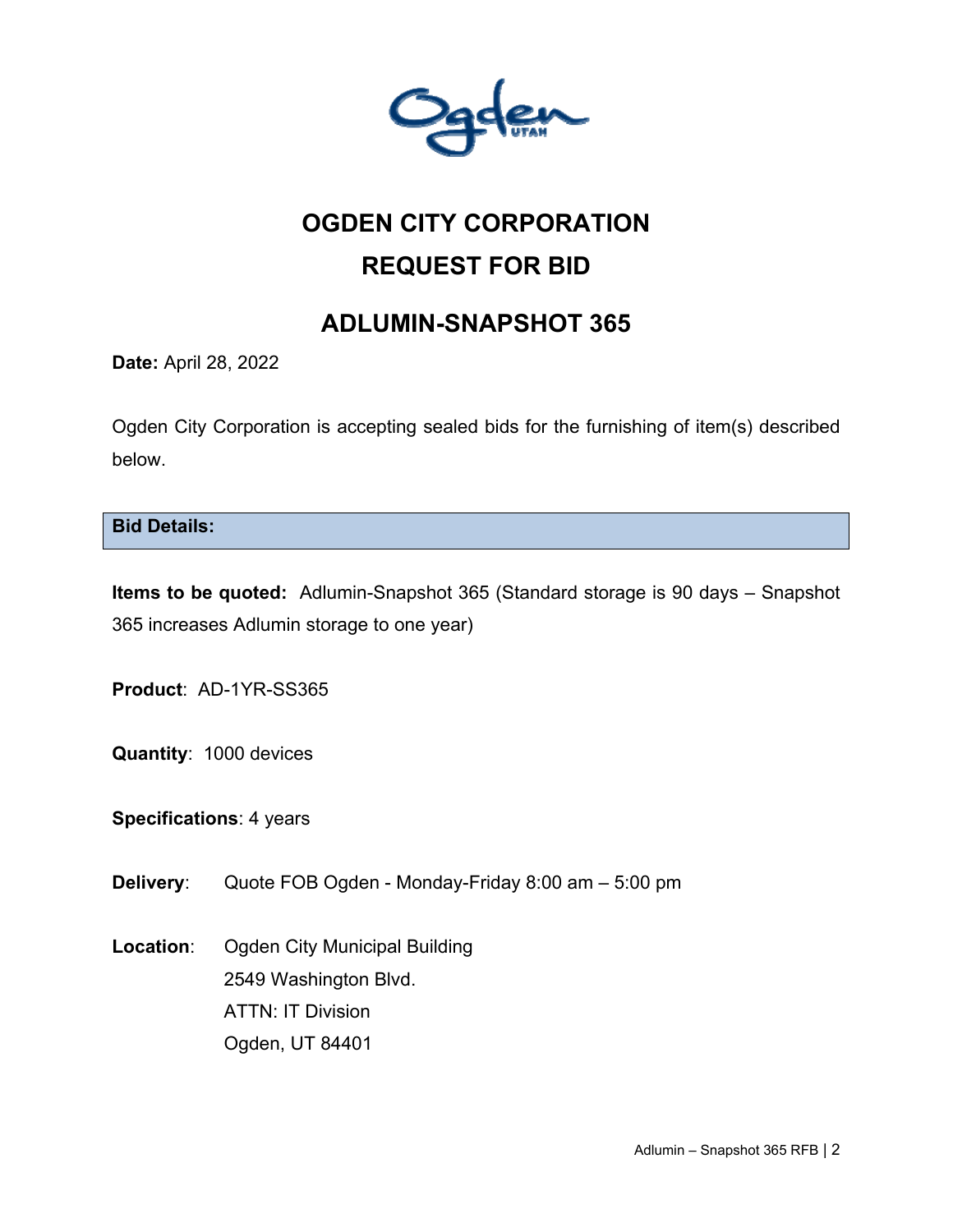# OGDEN CITY CORPORATION

# REQUEST FOR BID

## ADLUMIN-SNAPSHOT 365

**Date:** April 28, 2022

Ogden City Corporation is accepting sealed bids for the furnishing of item(s) described below.

### Bid Details:

**Items to be quoted:** Adlumin-Snapshot 365 (Standard storage is 90 days – Snapshot 365 increases Adlumin storage to one year)

**Product**: AD-1YR-SS365

**Quantity**: 1000 devices

**Specifications**: 4 years

**Delivery**: Quote FOB Ogden - Monday-Friday 8:00 am – 5:00 pm

**Location**: Ogden City Municipal Building
2549 Washington Blvd.
ATTN: IT Division
Ogden, UT 84401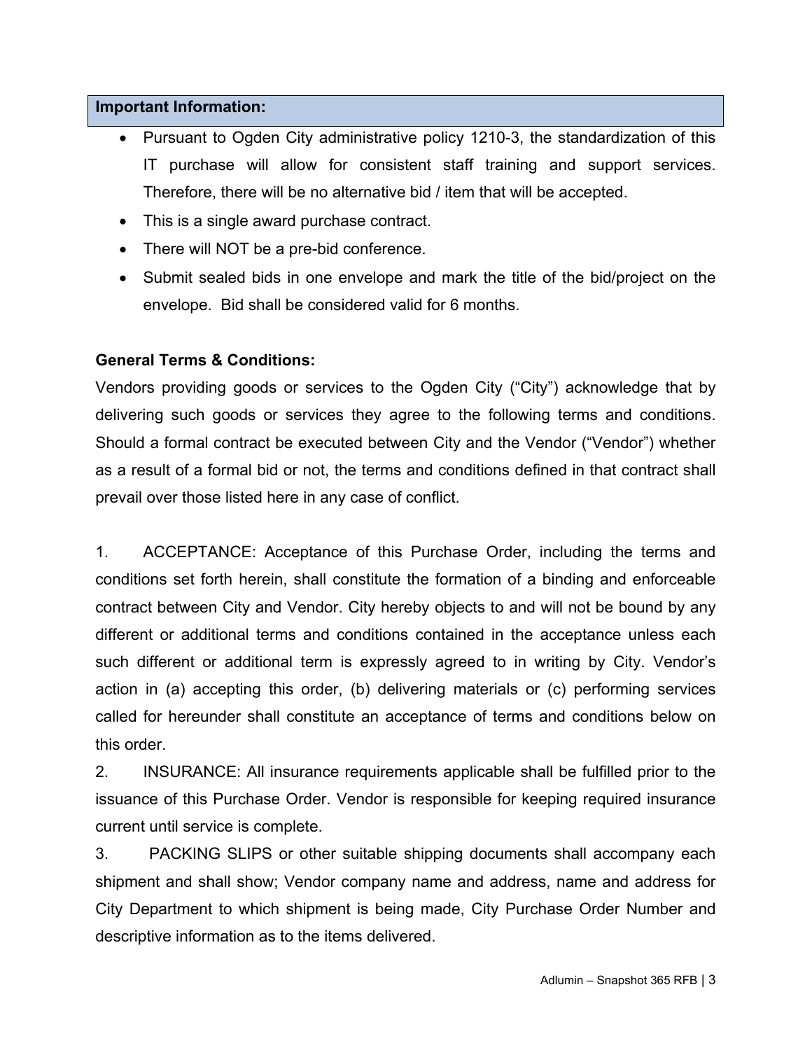**Important Information:**

- Pursuant to Ogden City administrative policy 1210-3, the standardization of this IT purchase will allow for consistent staff training and support services. Therefore, there will be no alternative bid / item that will be accepted.
- This is a single award purchase contract.
- There will NOT be a pre-bid conference.
- Submit sealed bids in one envelope and mark the title of the bid/project on the envelope. Bid shall be considered valid for 6 months.

**General Terms & Conditions:**

Vendors providing goods or services to the Ogden City ("City") acknowledge that by delivering such goods or services they agree to the following terms and conditions. Should a formal contract be executed between City and the Vendor ("Vendor") whether as a result of a formal bid or not, the terms and conditions defined in that contract shall prevail over those listed here in any case of conflict.

1. ACCEPTANCE: Acceptance of this Purchase Order, including the terms and conditions set forth herein, shall constitute the formation of a binding and enforceable contract between City and Vendor. City hereby objects to and will not be bound by any different or additional terms and conditions contained in the acceptance unless each such different or additional term is expressly agreed to in writing by City. Vendor's action in (a) accepting this order, (b) delivering materials or (c) performing services called for hereunder shall constitute an acceptance of terms and conditions below on this order.

2. INSURANCE: All insurance requirements applicable shall be fulfilled prior to the issuance of this Purchase Order. Vendor is responsible for keeping required insurance current until service is complete.

3. PACKING SLIPS or other suitable shipping documents shall accompany each shipment and shall show; Vendor company name and address, name and address for City Department to which shipment is being made, City Purchase Order Number and descriptive information as to the items delivered.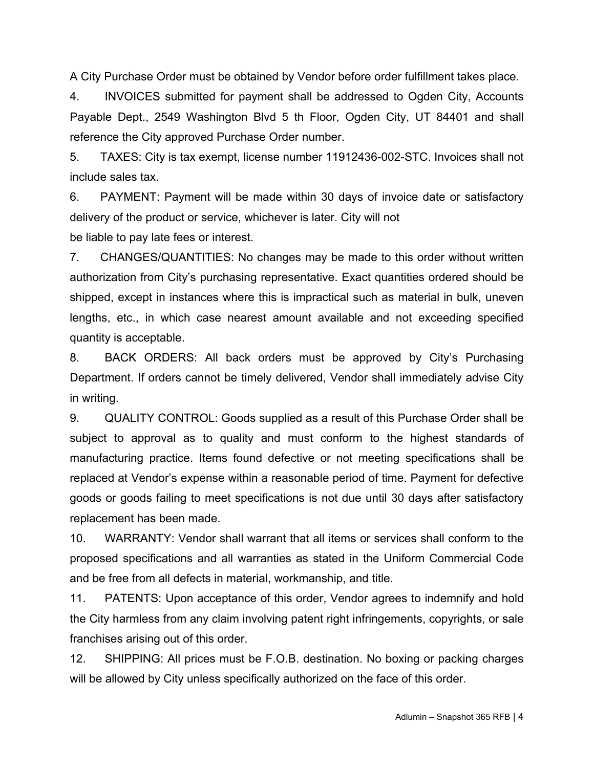A City Purchase Order must be obtained by Vendor before order fulfillment takes place.

4. INVOICES submitted for payment shall be addressed to Ogden City, Accounts Payable Dept., 2549 Washington Blvd 5 th Floor, Ogden City, UT 84401 and shall reference the City approved Purchase Order number.

5. TAXES: City is tax exempt, license number 11912436-002-STC. Invoices shall not include sales tax.

6. PAYMENT: Payment will be made within 30 days of invoice date or satisfactory delivery of the product or service, whichever is later. City will not be liable to pay late fees or interest.

7. CHANGES/QUANTITIES: No changes may be made to this order without written authorization from City's purchasing representative. Exact quantities ordered should be shipped, except in instances where this is impractical such as material in bulk, uneven lengths, etc., in which case nearest amount available and not exceeding specified quantity is acceptable.

8. BACK ORDERS: All back orders must be approved by City's Purchasing Department. If orders cannot be timely delivered, Vendor shall immediately advise City in writing.

9. QUALITY CONTROL: Goods supplied as a result of this Purchase Order shall be subject to approval as to quality and must conform to the highest standards of manufacturing practice. Items found defective or not meeting specifications shall be replaced at Vendor's expense within a reasonable period of time. Payment for defective goods or goods failing to meet specifications is not due until 30 days after satisfactory replacement has been made.

10. WARRANTY: Vendor shall warrant that all items or services shall conform to the proposed specifications and all warranties as stated in the Uniform Commercial Code and be free from all defects in material, workmanship, and title.

11. PATENTS: Upon acceptance of this order, Vendor agrees to indemnify and hold the City harmless from any claim involving patent right infringements, copyrights, or sale franchises arising out of this order.

12. SHIPPING: All prices must be F.O.B. destination. No boxing or packing charges will be allowed by City unless specifically authorized on the face of this order.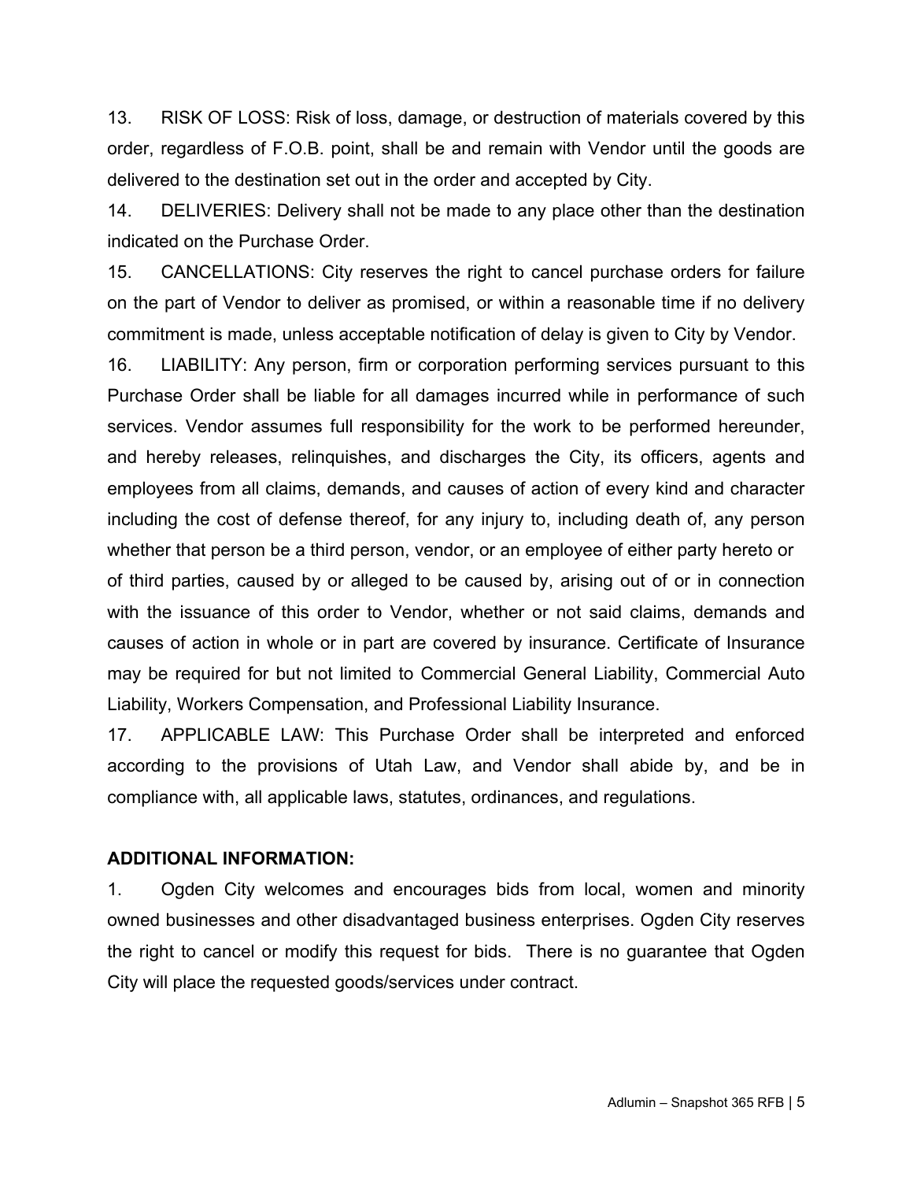13. RISK OF LOSS: Risk of loss, damage, or destruction of materials covered by this order, regardless of F.O.B. point, shall be and remain with Vendor until the goods are delivered to the destination set out in the order and accepted by City.

14. DELIVERIES: Delivery shall not be made to any place other than the destination indicated on the Purchase Order.

15. CANCELLATIONS: City reserves the right to cancel purchase orders for failure on the part of Vendor to deliver as promised, or within a reasonable time if no delivery commitment is made, unless acceptable notification of delay is given to City by Vendor.

16. LIABILITY: Any person, firm or corporation performing services pursuant to this Purchase Order shall be liable for all damages incurred while in performance of such services. Vendor assumes full responsibility for the work to be performed hereunder, and hereby releases, relinquishes, and discharges the City, its officers, agents and employees from all claims, demands, and causes of action of every kind and character including the cost of defense thereof, for any injury to, including death of, any person whether that person be a third person, vendor, or an employee of either party hereto or of third parties, caused by or alleged to be caused by, arising out of or in connection with the issuance of this order to Vendor, whether or not said claims, demands and causes of action in whole or in part are covered by insurance. Certificate of Insurance may be required for but not limited to Commercial General Liability, Commercial Auto Liability, Workers Compensation, and Professional Liability Insurance.

17. APPLICABLE LAW: This Purchase Order shall be interpreted and enforced according to the provisions of Utah Law, and Vendor shall abide by, and be in compliance with, all applicable laws, statutes, ordinances, and regulations.

**ADDITIONAL INFORMATION:**

1. Ogden City welcomes and encourages bids from local, women and minority owned businesses and other disadvantaged business enterprises. Ogden City reserves the right to cancel or modify this request for bids. There is no guarantee that Ogden City will place the requested goods/services under contract.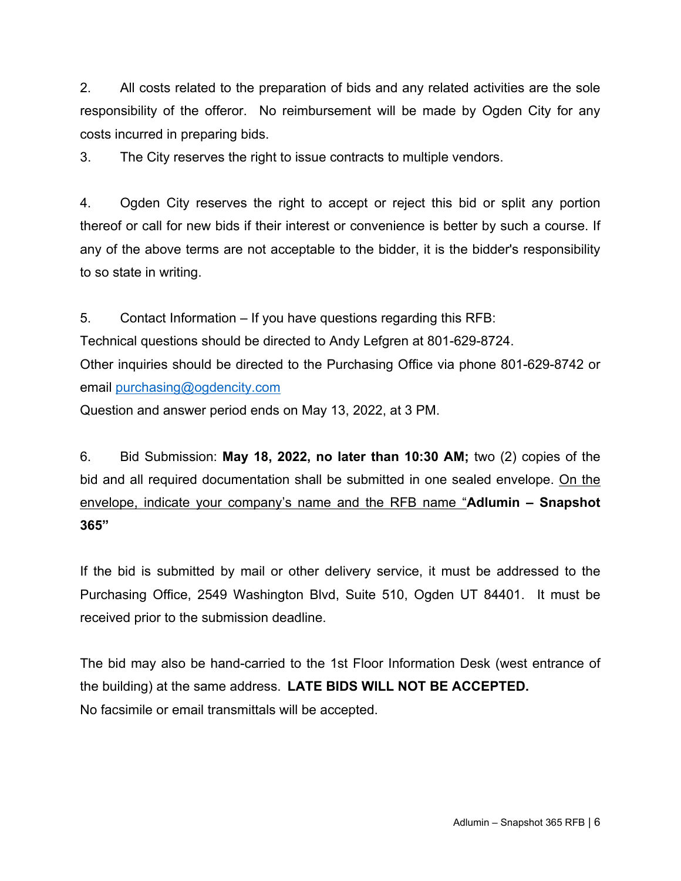2. All costs related to the preparation of bids and any related activities are the sole responsibility of the offeror. No reimbursement will be made by Ogden City for any costs incurred in preparing bids.

3. The City reserves the right to issue contracts to multiple vendors.

4. Ogden City reserves the right to accept or reject this bid or split any portion thereof or call for new bids if their interest or convenience is better by such a course. If any of the above terms are not acceptable to the bidder, it is the bidder's responsibility to so state in writing.

5. Contact Information – If you have questions regarding this RFB:
Technical questions should be directed to Andy Lefgren at 801-629-8724.
Other inquiries should be directed to the Purchasing Office via phone 801-629-8742 or email purchasing@ogdencity.com
Question and answer period ends on May 13, 2022, at 3 PM.

6. Bid Submission: **May 18, 2022, no later than 10:30 AM;** two (2) copies of the bid and all required documentation shall be submitted in one sealed envelope. On the envelope, indicate your company's name and the RFB name "**Adlumin – Snapshot 365"**

If the bid is submitted by mail or other delivery service, it must be addressed to the Purchasing Office, 2549 Washington Blvd, Suite 510, Ogden UT 84401. It must be received prior to the submission deadline.

The bid may also be hand-carried to the 1st Floor Information Desk (west entrance of the building) at the same address. **LATE BIDS WILL NOT BE ACCEPTED.**
No facsimile or email transmittals will be accepted.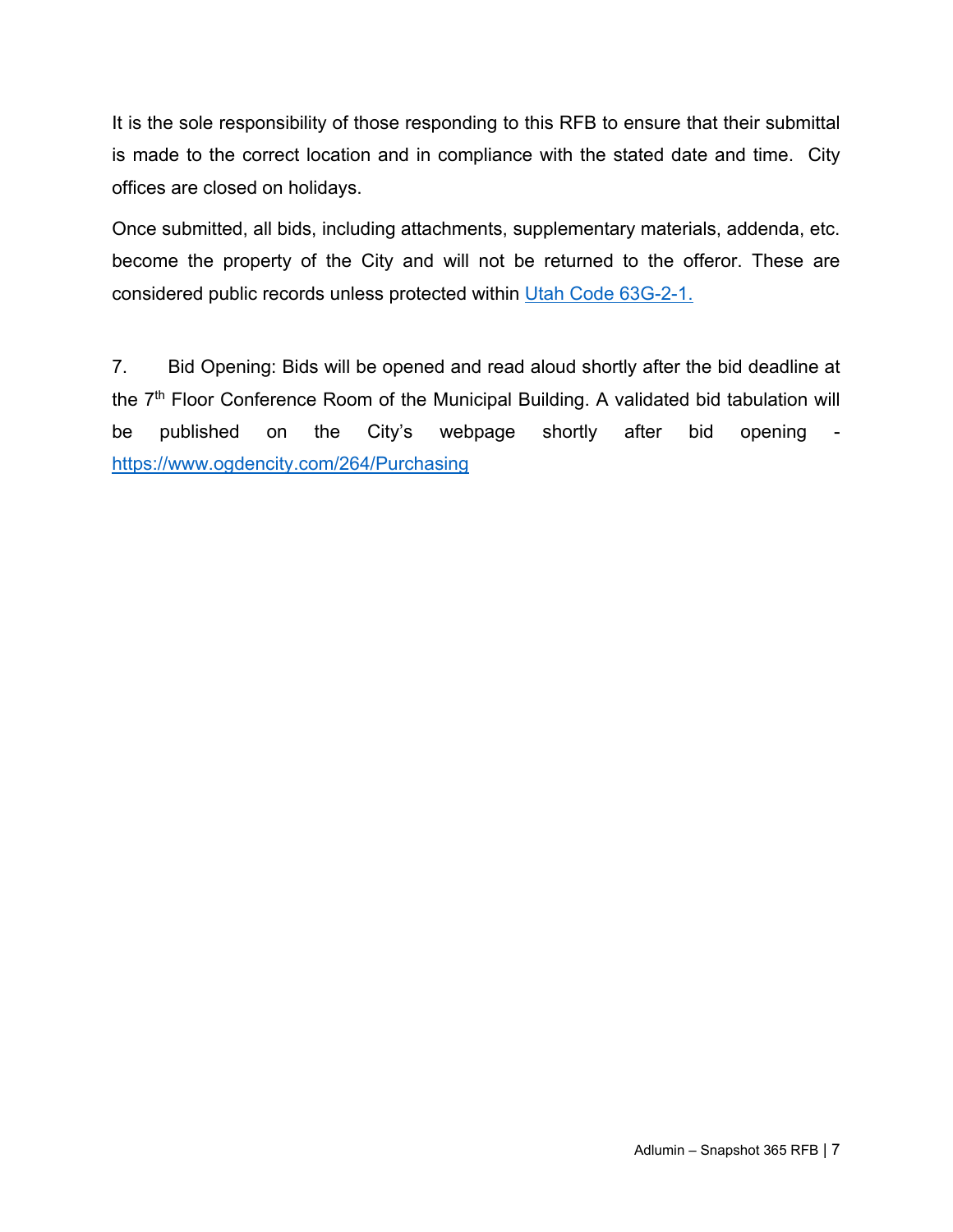It is the sole responsibility of those responding to this RFB to ensure that their submittal is made to the correct location and in compliance with the stated date and time. City offices are closed on holidays.

Once submitted, all bids, including attachments, supplementary materials, addenda, etc. become the property of the City and will not be returned to the offeror. These are considered public records unless protected within [Utah Code 63G-2-1.](Utah Code 63G-2-1.)

7. Bid Opening: Bids will be opened and read aloud shortly after the bid deadline at the 7th Floor Conference Room of the Municipal Building. A validated bid tabulation will be published on the City's webpage shortly after bid opening - [https://www.ogdencity.com/264/Purchasing](https://www.ogdencity.com/264/Purchasing)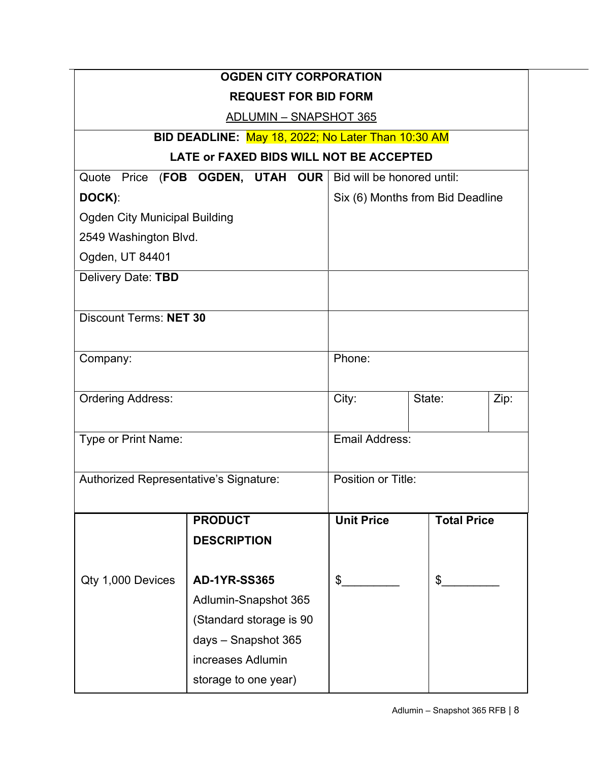**OGDEN CITY CORPORATION**

**REQUEST FOR BID FORM**

ADLUMIN – SNAPSHOT 365

**BID DEADLINE:** May 18, 2022; No Later Than 10:30 AM

**LATE or FAXED BIDS WILL NOT BE ACCEPTED**

| | |
|---|---|
| Quote Price (**FOB OGDEN, UTAH OUR DOCK)**:<br>Ogden City Municipal Building<br>2549 Washington Blvd.<br>Ogden, UT 84401 | Bid will be honored until:<br>Six (6) Months from Bid Deadline |
| Delivery Date: **TBD** | |
| Discount Terms: **NET 30** | |
| Company: | Phone: |
| Ordering Address: | City: / State: / Zip: |
| Type or Print Name: | Email Address: |
| Authorized Representative's Signature: | Position or Title: |

| | PRODUCT DESCRIPTION | Unit Price | Total Price |
|---|---|---|---|
| Qty 1,000 Devices | **AD-1YR-SS365**<br>Adlumin-Snapshot 365 (Standard storage is 90 days – Snapshot 365 increases Adlumin storage to one year) | $_________ | $_________ |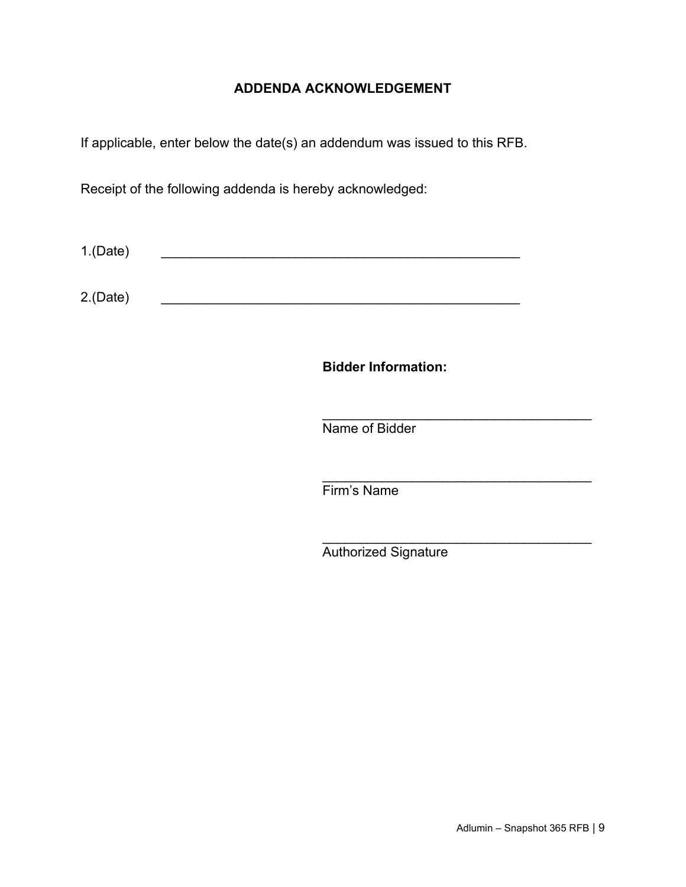## ADDENDA ACKNOWLEDGEMENT

If applicable, enter below the date(s) an addendum was issued to this RFB.

Receipt of the following addenda is hereby acknowledged:

1.(Date) ______________________________________________

2.(Date) ______________________________________________

**Bidder Information:**

___________________________________
Name of Bidder

___________________________________
Firm's Name

___________________________________
Authorized Signature